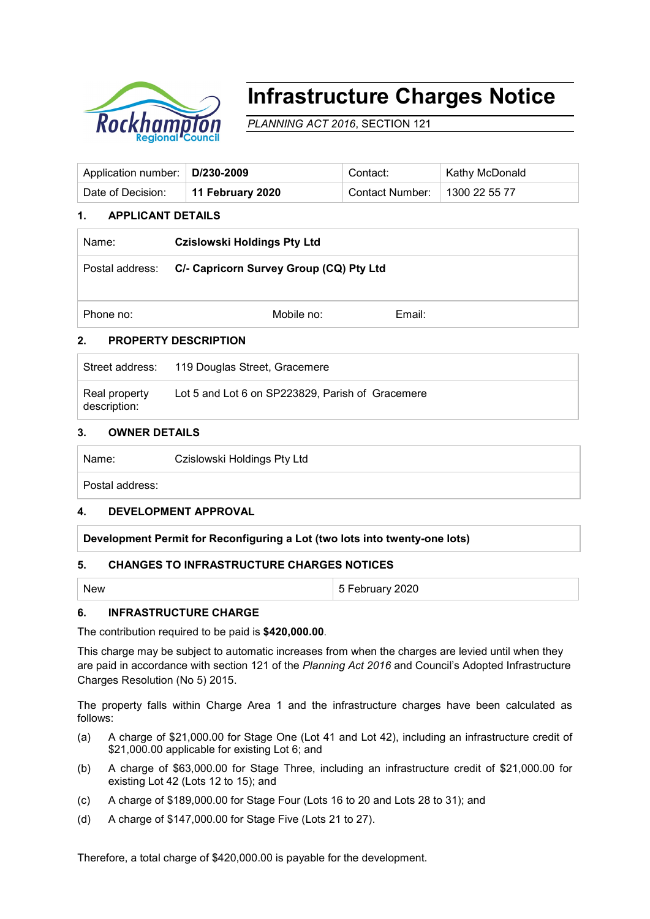# Infrastructure Charges Notice

*PLANNING ACT 2016*, SECTION 121

| Application number: | **D/230-2009** | Contact: | Kathy McDonald |
|---|---|---|---|
| Date of Decision: | **11 February 2020** | Contact Number: | 1300 22 55 77 |

## 1. APPLICANT DETAILS

| Name: | **Czislowski Holdings Pty Ltd** | | |
|---|---|---|---|
| Postal address: | **C/- Capricorn Survey Group (CQ) Pty Ltd** | | |
| Phone no: | | Mobile no: | Email: |

## 2. PROPERTY DESCRIPTION

| Street address: | 119 Douglas Street, Gracemere |
|---|---|
| Real property description: | Lot 5 and Lot 6 on SP223829, Parish of Gracemere |

## 3. OWNER DETAILS

| Name: | Czislowski Holdings Pty Ltd |
|---|---|
| Postal address: | |

## 4. DEVELOPMENT APPROVAL

**Development Permit for Reconfiguring a Lot (two lots into twenty-one lots)**

## 5. CHANGES TO INFRASTRUCTURE CHARGES NOTICES

| New | 5 February 2020 |
|---|---|

## 6. INFRASTRUCTURE CHARGE

The contribution required to be paid is **$420,000.00**.

This charge may be subject to automatic increases from when the charges are levied until when they are paid in accordance with section 121 of the *Planning Act 2016* and Council's Adopted Infrastructure Charges Resolution (No 5) 2015.

The property falls within Charge Area 1 and the infrastructure charges have been calculated as follows:

(a) A charge of $21,000.00 for Stage One (Lot 41 and Lot 42), including an infrastructure credit of $21,000.00 applicable for existing Lot 6; and

(b) A charge of $63,000.00 for Stage Three, including an infrastructure credit of $21,000.00 for existing Lot 42 (Lots 12 to 15); and

(c) A charge of $189,000.00 for Stage Four (Lots 16 to 20 and Lots 28 to 31); and

(d) A charge of $147,000.00 for Stage Five (Lots 21 to 27).

Therefore, a total charge of $420,000.00 is payable for the development.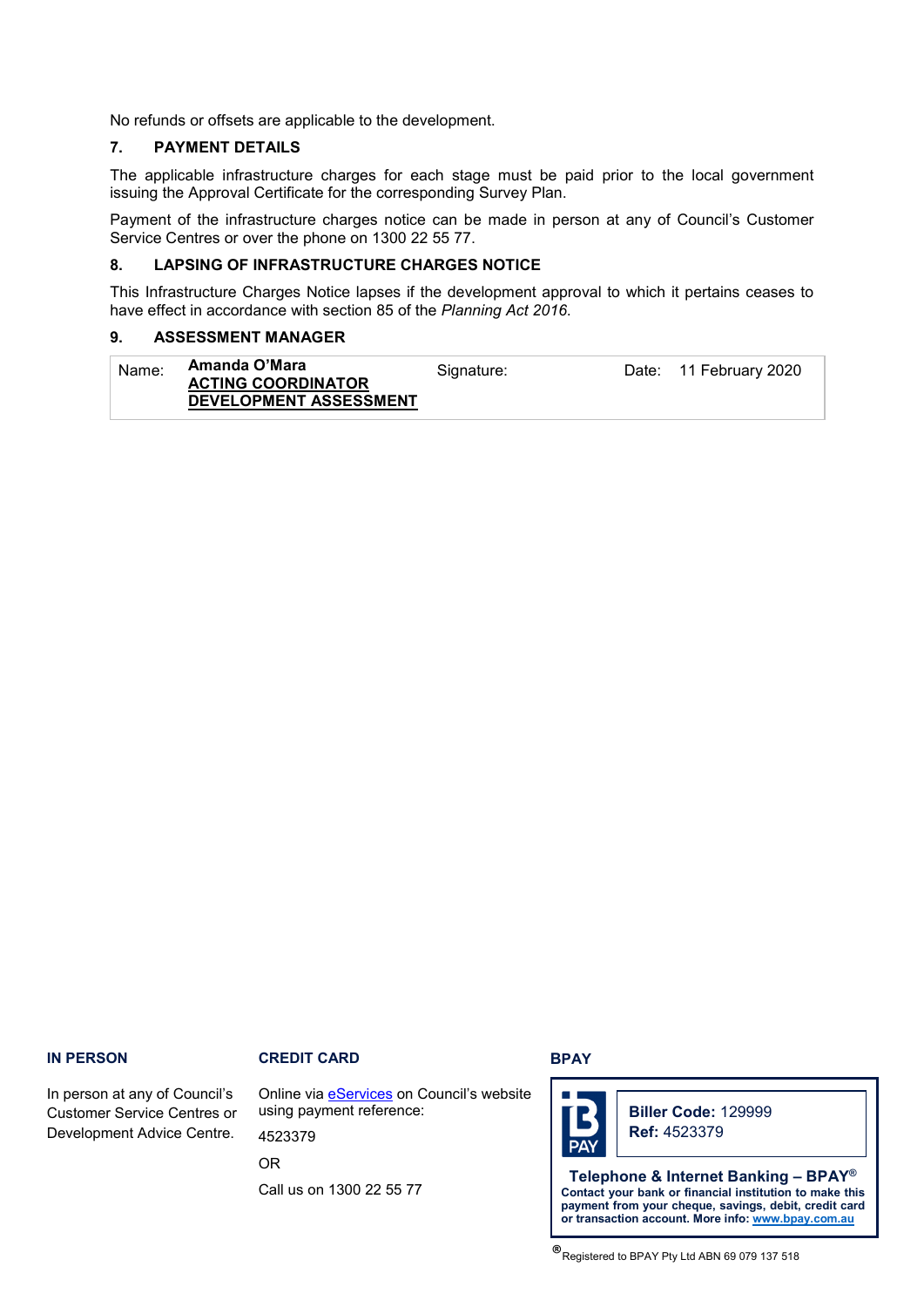No refunds or offsets are applicable to the development.

## 7. PAYMENT DETAILS

The applicable infrastructure charges for each stage must be paid prior to the local government issuing the Approval Certificate for the corresponding Survey Plan.

Payment of the infrastructure charges notice can be made in person at any of Council's Customer Service Centres or over the phone on 1300 22 55 77.

## 8. LAPSING OF INFRASTRUCTURE CHARGES NOTICE

This Infrastructure Charges Notice lapses if the development approval to which it pertains ceases to have effect in accordance with section 85 of the *Planning Act 2016*.

## 9. ASSESSMENT MANAGER

| | | | |
|---|---|---|---|
| Name: | **Amanda O'Mara**<br>**ACTING COORDINATOR DEVELOPMENT ASSESSMENT** | Signature: | Date: 11 February 2020 |

**IN PERSON**

In person at any of Council's Customer Service Centres or Development Advice Centre.

**CREDIT CARD**

Online via eServices on Council's website using payment reference:

4523379

OR

Call us on 1300 22 55 77

**BPAY**

**Biller Code:** 129999
**Ref:** 4523379

**Telephone & Internet Banking – BPAY®**
**Contact your bank or financial institution to make this payment from your cheque, savings, debit, credit card or transaction account. More info: www.bpay.com.au**

® Registered to BPAY Pty Ltd ABN 69 079 137 518